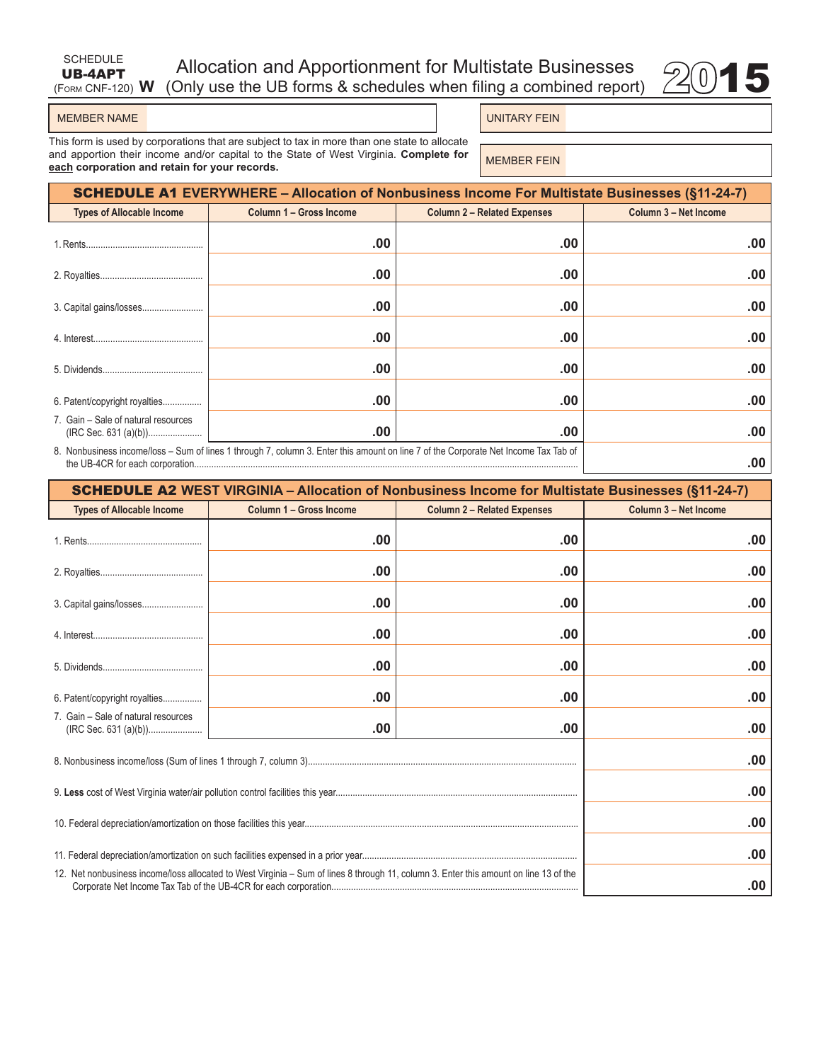SCHEDULE **UB-4APT** (FORM CNF-120) **W**

# Allocation and Apportionment for Multistate Businesses (Only use the UB forms & schedules when filing a combined report) 2015

| MEMBER NAME | | UNITARY FEIN | |
|---|---|---|---|
| | | MEMBER FEIN | |

This form is used by corporations that are subject to tax in more than one state to allocate and apportion their income and/or capital to the State of West Virginia. **Complete for each corporation and retain for your records.**

## SCHEDULE A1 EVERYWHERE – Allocation of Nonbusiness Income For Multistate Businesses (§11-24-7)

| Types of Allocable Income | Column 1 – Gross Income | Column 2 – Related Expenses | Column 3 – Net Income |
|---|---|---|---|
| 1. Rents | .00 | .00 | .00 |
| 2. Royalties | .00 | .00 | .00 |
| 3. Capital gains/losses | .00 | .00 | .00 |
| 4. Interest | .00 | .00 | .00 |
| 5. Dividends | .00 | .00 | .00 |
| 6. Patent/copyright royalties | .00 | .00 | .00 |
| 7. Gain – Sale of natural resources (IRC Sec. 631 (a)(b)) | .00 | .00 | .00 |
| 8. Nonbusiness income/loss – Sum of lines 1 through 7, column 3. Enter this amount on line 7 of the Corporate Net Income Tax Tab of the UB-4CR for each corporation | | | .00 |

## SCHEDULE A2 WEST VIRGINIA – Allocation of Nonbusiness Income for Multistate Businesses (§11-24-7)

| Types of Allocable Income | Column 1 – Gross Income | Column 2 – Related Expenses | Column 3 – Net Income |
|---|---|---|---|
| 1. Rents | .00 | .00 | .00 |
| 2. Royalties | .00 | .00 | .00 |
| 3. Capital gains/losses | .00 | .00 | .00 |
| 4. Interest | .00 | .00 | .00 |
| 5. Dividends | .00 | .00 | .00 |
| 6. Patent/copyright royalties | .00 | .00 | .00 |
| 7. Gain – Sale of natural resources (IRC Sec. 631 (a)(b)) | .00 | .00 | .00 |
| 8. Nonbusiness income/loss (Sum of lines 1 through 7, column 3) | | | .00 |
| 9. **Less** cost of West Virginia water/air pollution control facilities this year | | | .00 |
| 10. Federal depreciation/amortization on those facilities this year | | | .00 |
| 11. Federal depreciation/amortization on such facilities expensed in a prior year | | | .00 |
| 12. Net nonbusiness income/loss allocated to West Virginia – Sum of lines 8 through 11, column 3. Enter this amount on line 13 of the Corporate Net Income Tax Tab of the UB-4CR for each corporation | | | .00 |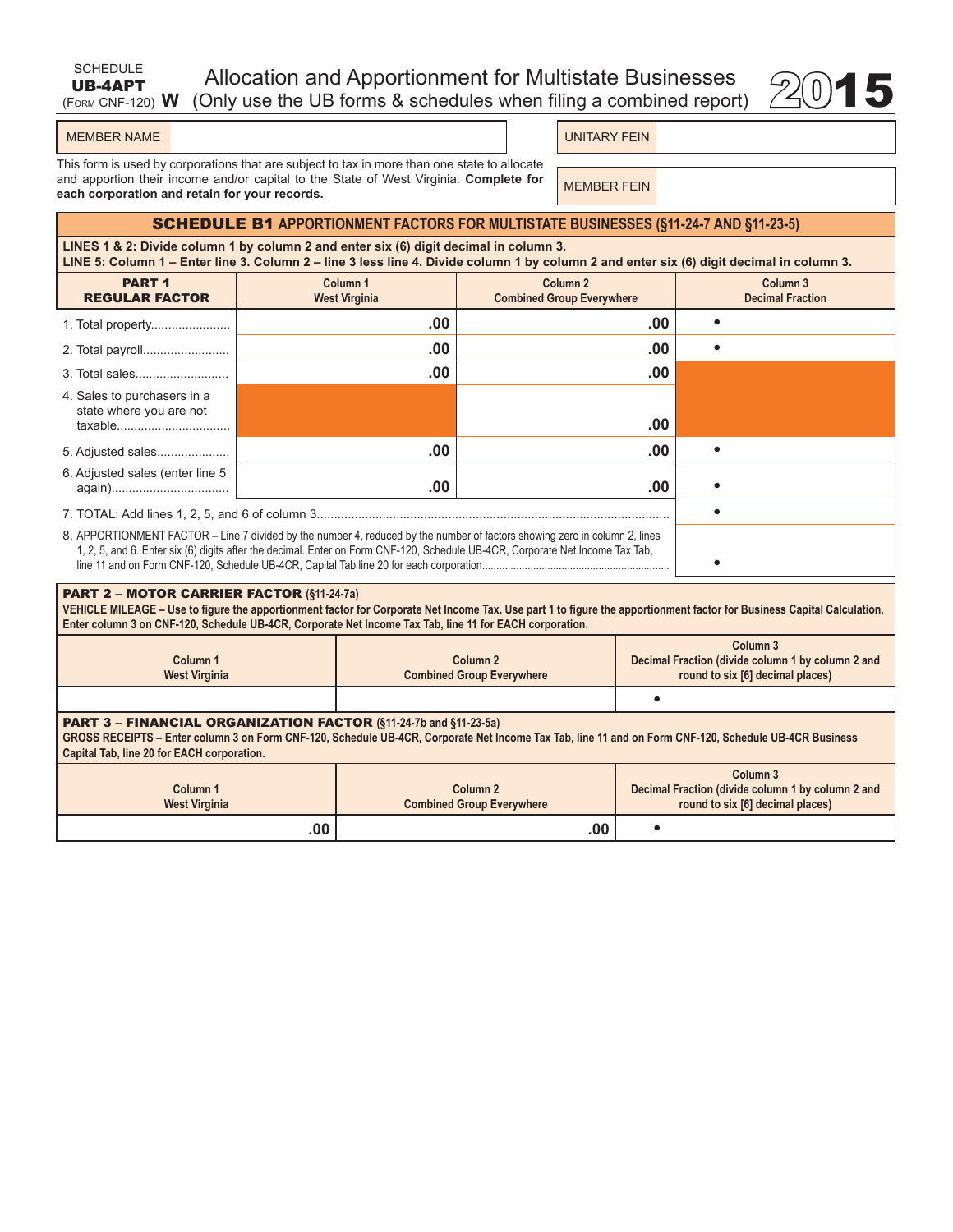SCHEDULE **UB-4APT** (FORM CNF-120) **W**

# Allocation and Apportionment for Multistate Businesses (Only use the UB forms & schedules when filing a combined report) 2015

| MEMBER NAME | | UNITARY FEIN | |
|---|---|---|---|
| | | MEMBER FEIN | |

This form is used by corporations that are subject to tax in more than one state to allocate and apportion their income and/or capital to the State of West Virginia. **Complete for each corporation and retain for your records.**

## SCHEDULE B1 APPORTIONMENT FACTORS FOR MULTISTATE BUSINESSES (§11-24-7 AND §11-23-5)

**LINES 1 & 2: Divide column 1 by column 2 and enter six (6) digit decimal in column 3.**
**LINE 5: Column 1 – Enter line 3. Column 2 – line 3 less line 4. Divide column 1 by column 2 and enter six (6) digit decimal in column 3.**

| PART 1 REGULAR FACTOR | Column 1 West Virginia | Column 2 Combined Group Everywhere | Column 3 Decimal Fraction |
|---|---|---|---|
| 1. Total property | .00 | .00 | • |
| 2. Total payroll | .00 | .00 | • |
| 3. Total sales | .00 | .00 | |
| 4. Sales to purchasers in a state where you are not taxable | | .00 | |
| 5. Adjusted sales | .00 | .00 | • |
| 6. Adjusted sales (enter line 5 again) | .00 | .00 | • |
| 7. TOTAL: Add lines 1, 2, 5, and 6 of column 3 | | | • |
| 8. APPORTIONMENT FACTOR – Line 7 divided by the number 4, reduced by the number of factors showing zero in column 2, lines 1, 2, 5, and 6. Enter six (6) digits after the decimal. Enter on Form CNF-120, Schedule UB-4CR, Corporate Net Income Tax Tab, line 11 and on Form CNF-120, Schedule UB-4CR, Capital Tab line 20 for each corporation | | | • |

### PART 2 – MOTOR CARRIER FACTOR (§11-24-7a)

**VEHICLE MILEAGE – Use to figure the apportionment factor for Corporate Net Income Tax. Use part 1 to figure the apportionment factor for Business Capital Calculation. Enter column 3 on CNF-120, Schedule UB-4CR, Corporate Net Income Tax Tab, line 11 for EACH corporation.**

| Column 1 West Virginia | Column 2 Combined Group Everywhere | Column 3 Decimal Fraction (divide column 1 by column 2 and round to six [6] decimal places) |
|---|---|---|
| | | • |

### PART 3 – FINANCIAL ORGANIZATION FACTOR (§11-24-7b and §11-23-5a)

**GROSS RECEIPTS – Enter column 3 on Form CNF-120, Schedule UB-4CR, Corporate Net Income Tax Tab, line 11 and on Form CNF-120, Schedule UB-4CR Business Capital Tab, line 20 for EACH corporation.**

| Column 1 West Virginia | Column 2 Combined Group Everywhere | Column 3 Decimal Fraction (divide column 1 by column 2 and round to six [6] decimal places) |
|---|---|---|
| .00 | .00 | • |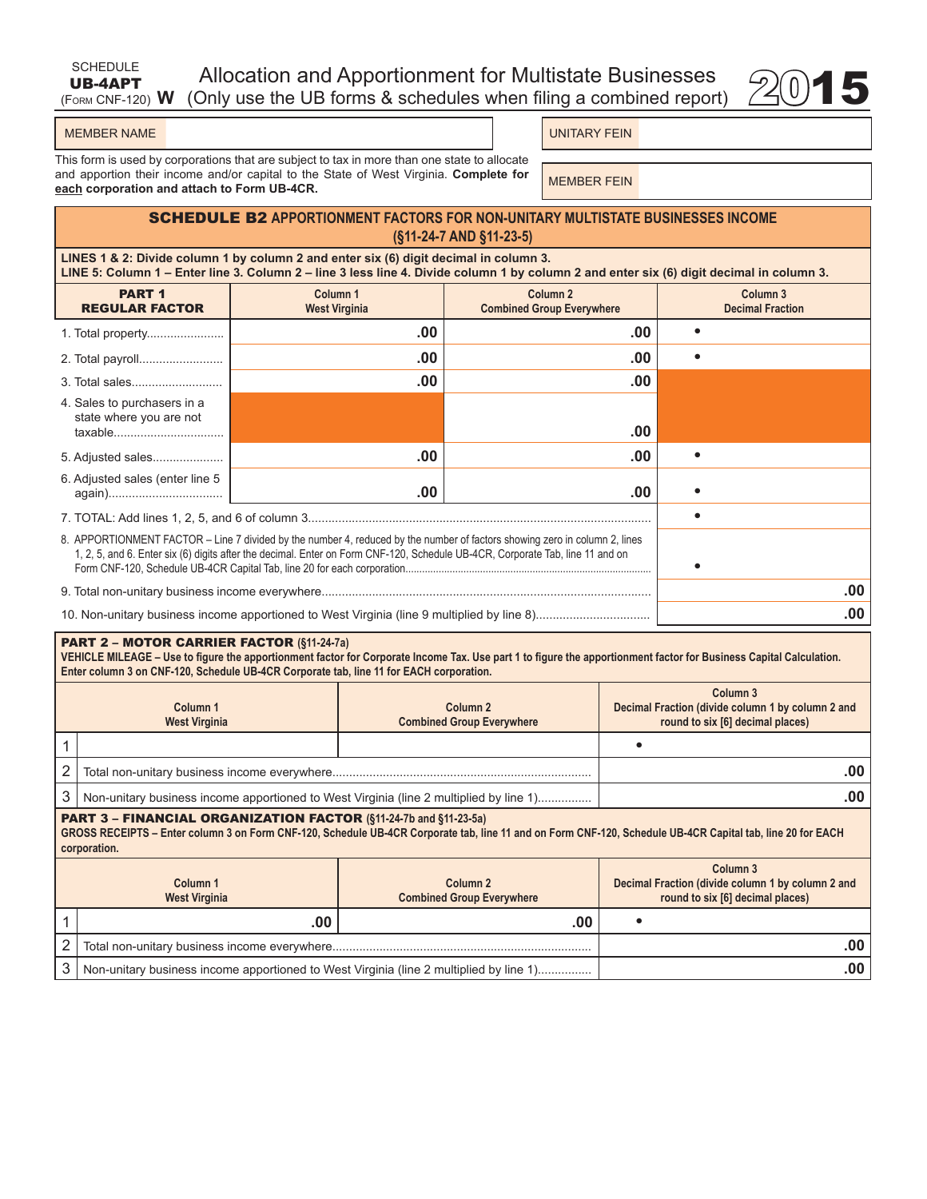SCHEDULE
**UB-4APT**
(FORM CNF-120) **W**

# Allocation and Apportionment for Multistate Businesses (Only use the UB forms & schedules when filing a combined report) 2015

| MEMBER NAME | | UNITARY FEIN | |
|---|---|---|---|
| | | MEMBER FEIN | |

This form is used by corporations that are subject to tax in more than one state to allocate and apportion their income and/or capital to the State of West Virginia. **Complete for each corporation and attach to Form UB-4CR.**

## SCHEDULE B2 APPORTIONMENT FACTORS FOR NON-UNITARY MULTISTATE BUSINESSES INCOME (§11-24-7 AND §11-23-5)

**LINES 1 & 2: Divide column 1 by column 2 and enter six (6) digit decimal in column 3.**
**LINE 5: Column 1 – Enter line 3. Column 2 – line 3 less line 4. Divide column 1 by column 2 and enter six (6) digit decimal in column 3.**

| PART 1 REGULAR FACTOR | Column 1 West Virginia | Column 2 Combined Group Everywhere | Column 3 Decimal Fraction |
|---|---|---|---|
| 1. Total property | .00 | .00 | • |
| 2. Total payroll | .00 | .00 | • |
| 3. Total sales | .00 | .00 | |
| 4. Sales to purchasers in a state where you are not taxable | | .00 | |
| 5. Adjusted sales | .00 | .00 | • |
| 6. Adjusted sales (enter line 5 again) | .00 | .00 | • |
| 7. TOTAL: Add lines 1, 2, 5, and 6 of column 3 | | | • |
| 8. APPORTIONMENT FACTOR – Line 7 divided by the number 4, reduced by the number of factors showing zero in column 2, lines 1, 2, 5, and 6. Enter six (6) digits after the decimal. Enter on Form CNF-120, Schedule UB-4CR, Corporate Tab, line 11 and on Form CNF-120, Schedule UB-4CR Capital Tab, line 20 for each corporation | | | • |
| 9. Total non-unitary business income everywhere | | | .00 |
| 10. Non-unitary business income apportioned to West Virginia (line 9 multiplied by line 8) | | | .00 |

### PART 2 – MOTOR CARRIER FACTOR (§11-24-7a)

**VEHICLE MILEAGE – Use to figure the apportionment factor for Corporate Income Tax. Use part 1 to figure the apportionment factor for Business Capital Calculation. Enter column 3 on CNF-120, Schedule UB-4CR Corporate tab, line 11 for EACH corporation.**

| | Column 1 West Virginia | Column 2 Combined Group Everywhere | Column 3 Decimal Fraction (divide column 1 by column 2 and round to six [6] decimal places) |
|---|---|---|---|
| 1 | | | • |
| 2 | Total non-unitary business income everywhere | | .00 |
| 3 | Non-unitary business income apportioned to West Virginia (line 2 multiplied by line 1) | | .00 |

### PART 3 – FINANCIAL ORGANIZATION FACTOR (§11-24-7b and §11-23-5a)

**GROSS RECEIPTS – Enter column 3 on Form CNF-120, Schedule UB-4CR Corporate tab, line 11 and on Form CNF-120, Schedule UB-4CR Capital tab, line 20 for EACH corporation.**

| | Column 1 West Virginia | Column 2 Combined Group Everywhere | Column 3 Decimal Fraction (divide column 1 by column 2 and round to six [6] decimal places) |
|---|---|---|---|
| 1 | .00 | .00 | • |
| 2 | Total non-unitary business income everywhere | | .00 |
| 3 | Non-unitary business income apportioned to West Virginia (line 2 multiplied by line 1) | | .00 |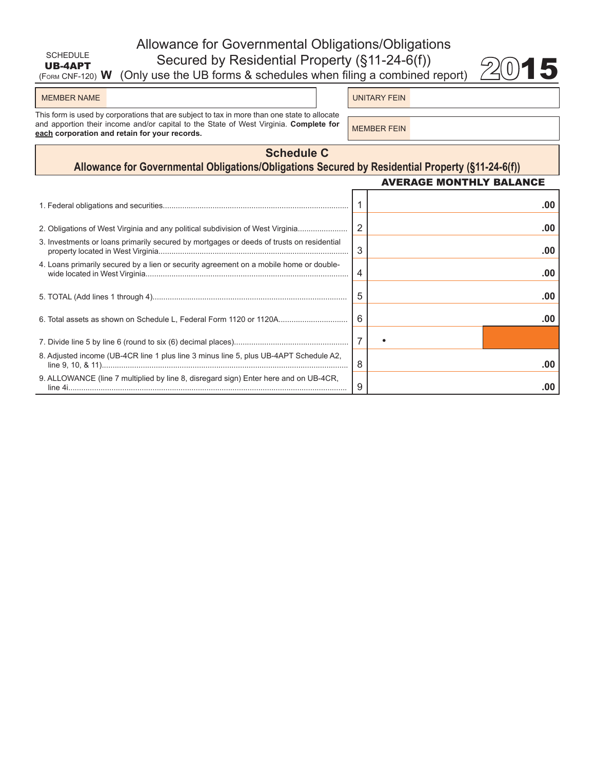SCHEDULE
**UB-4APT**
(FORM CNF-120) **W**

# Allowance for Governmental Obligations/Obligations Secured by Residential Property (§11-24-6(f))

(Only use the UB forms & schedules when filing a combined report)

**2015**

| | |
|---|---|
| MEMBER NAME | |
| UNITARY FEIN | |
| MEMBER FEIN | |

This form is used by corporations that are subject to tax in more than one state to allocate and apportion their income and/or capital to the State of West Virginia. **Complete for each corporation and retain for your records.**

## Schedule C
## Allowance for Governmental Obligations/Obligations Secured by Residential Property (§11-24-6(f))

| | | AVERAGE MONTHLY BALANCE |
|---|---|---|
| 1. Federal obligations and securities | 1 | .00 |
| 2. Obligations of West Virginia and any political subdivision of West Virginia | 2 | .00 |
| 3. Investments or loans primarily secured by mortgages or deeds of trusts on residential property located in West Virginia | 3 | .00 |
| 4. Loans primarily secured by a lien or security agreement on a mobile home or double-wide located in West Virginia | 4 | .00 |
| 5. TOTAL (Add lines 1 through 4) | 5 | .00 |
| 6. Total assets as shown on Schedule L, Federal Form 1120 or 1120A | 6 | .00 |
| 7. Divide line 5 by line 6 (round to six (6) decimal places) | 7 | • |
| 8. Adjusted income (UB-4CR line 1 plus line 3 minus line 5, plus UB-4APT Schedule A2, line 9, 10, & 11) | 8 | .00 |
| 9. ALLOWANCE (line 7 multiplied by line 8, disregard sign) Enter here and on UB-4CR, line 4i | 9 | .00 |